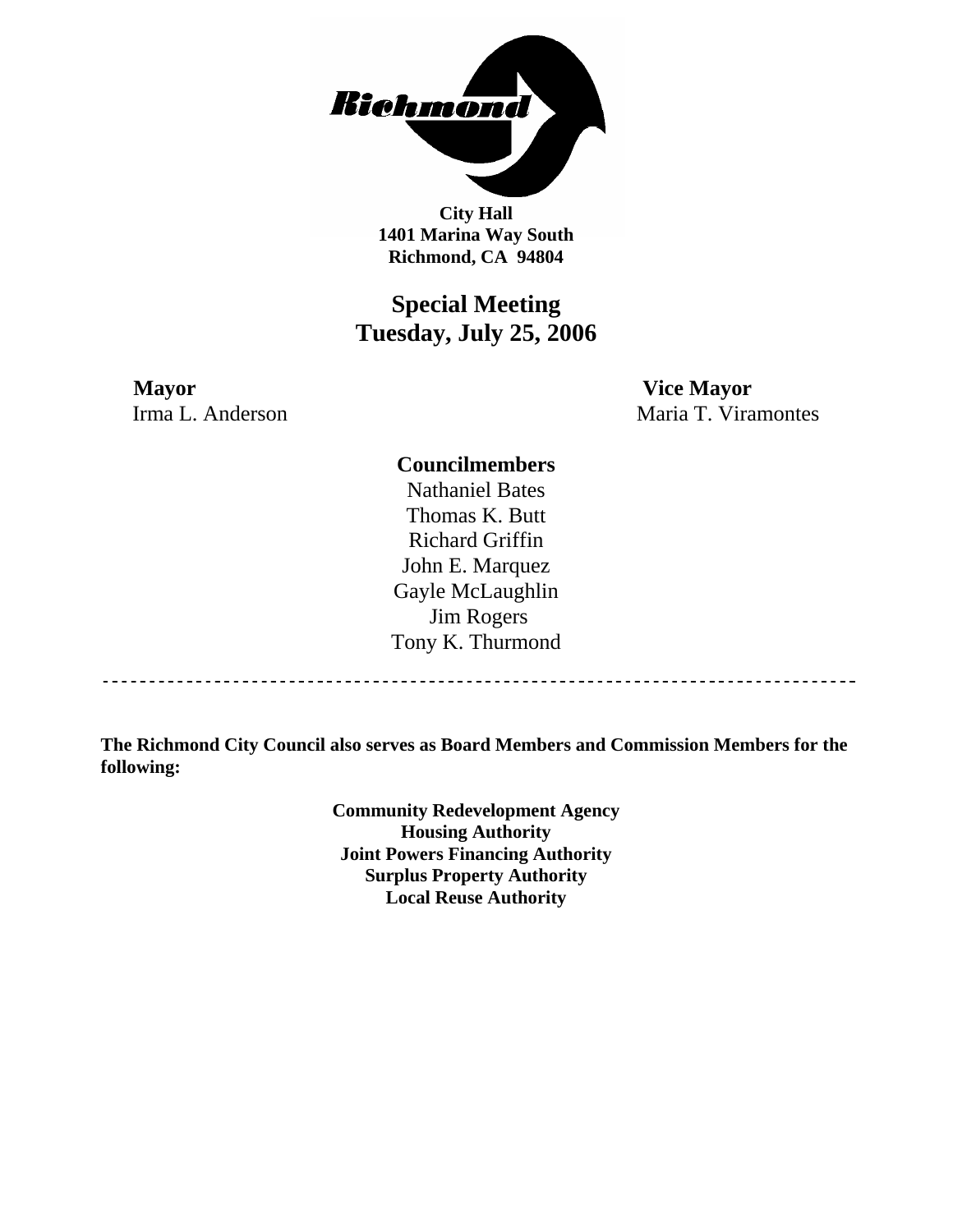**City Hall**
**1401 Marina Way South**
**Richmond, CA 94804**

# Special Meeting
## Tuesday, July 25, 2006

**Mayor**
Irma L. Anderson

**Vice Mayor**
Maria T. Viramontes

**Councilmembers**
Nathaniel Bates
Thomas K. Butt
Richard Griffin
John E. Marquez
Gayle McLaughlin
Jim Rogers
Tony K. Thurmond

---

**The Richmond City Council also serves as Board Members and Commission Members for the following:**

**Community Redevelopment Agency**
**Housing Authority**
**Joint Powers Financing Authority**
**Surplus Property Authority**
**Local Reuse Authority**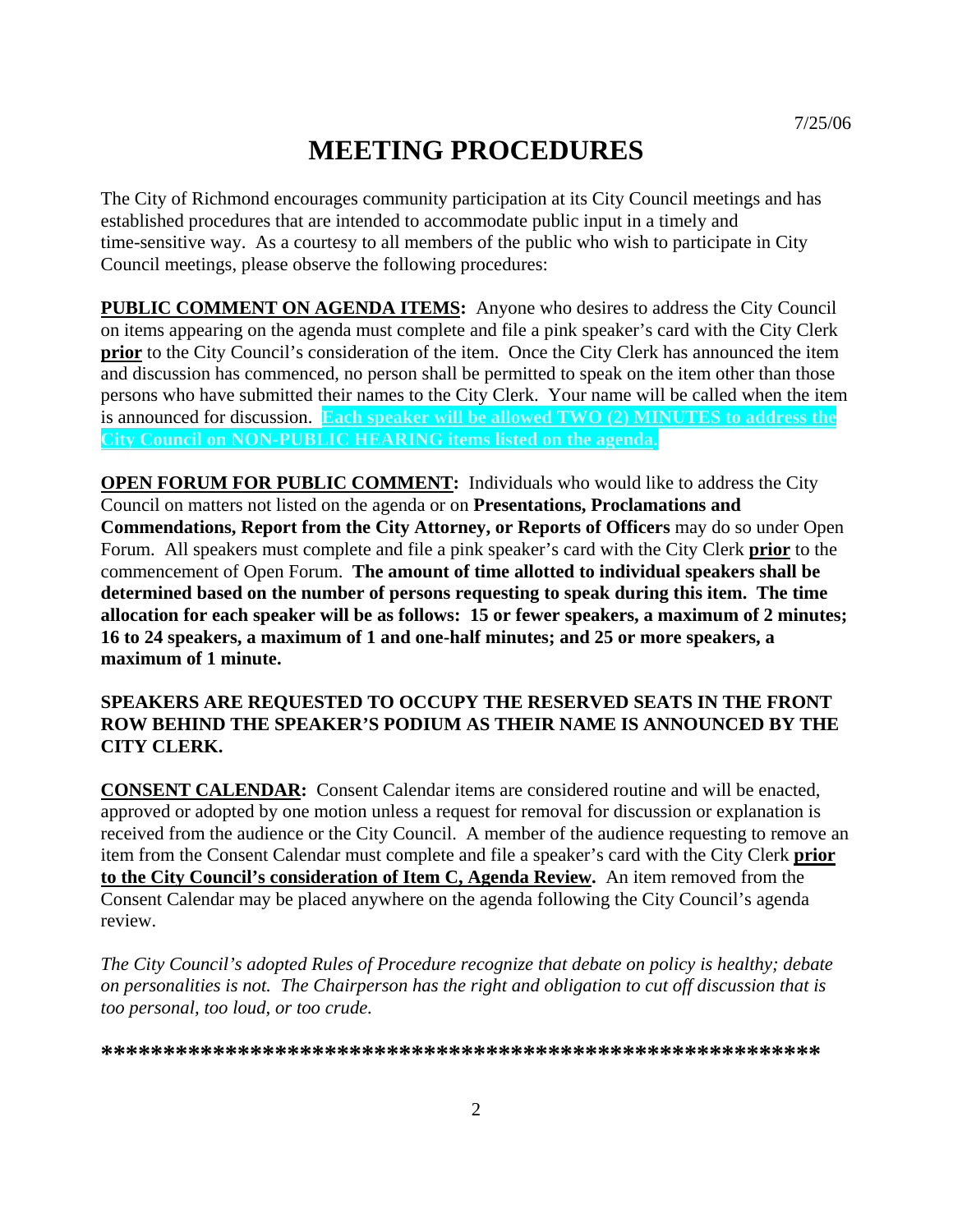7/25/06

# MEETING PROCEDURES

The City of Richmond encourages community participation at its City Council meetings and has established procedures that are intended to accommodate public input in a timely and time-sensitive way. As a courtesy to all members of the public who wish to participate in City Council meetings, please observe the following procedures:

**PUBLIC COMMENT ON AGENDA ITEMS:** Anyone who desires to address the City Council on items appearing on the agenda must complete and file a pink speaker's card with the City Clerk **prior** to the City Council's consideration of the item. Once the City Clerk has announced the item and discussion has commenced, no person shall be permitted to speak on the item other than those persons who have submitted their names to the City Clerk. Your name will be called when the item is announced for discussion. **Each speaker will be allowed TWO (2) MINUTES to address the City Council on NON-PUBLIC HEARING items listed on the agenda.**

**OPEN FORUM FOR PUBLIC COMMENT:** Individuals who would like to address the City Council on matters not listed on the agenda or on **Presentations, Proclamations and Commendations, Report from the City Attorney, or Reports of Officers** may do so under Open Forum. All speakers must complete and file a pink speaker's card with the City Clerk **prior** to the commencement of Open Forum. **The amount of time allotted to individual speakers shall be determined based on the number of persons requesting to speak during this item. The time allocation for each speaker will be as follows: 15 or fewer speakers, a maximum of 2 minutes; 16 to 24 speakers, a maximum of 1 and one-half minutes; and 25 or more speakers, a maximum of 1 minute.**

**SPEAKERS ARE REQUESTED TO OCCUPY THE RESERVED SEATS IN THE FRONT ROW BEHIND THE SPEAKER'S PODIUM AS THEIR NAME IS ANNOUNCED BY THE CITY CLERK.**

**CONSENT CALENDAR:** Consent Calendar items are considered routine and will be enacted, approved or adopted by one motion unless a request for removal for discussion or explanation is received from the audience or the City Council. A member of the audience requesting to remove an item from the Consent Calendar must complete and file a speaker's card with the City Clerk **prior to the City Council's consideration of Item C, Agenda Review.** An item removed from the Consent Calendar may be placed anywhere on the agenda following the City Council's agenda review.

*The City Council's adopted Rules of Procedure recognize that debate on policy is healthy; debate on personalities is not. The Chairperson has the right and obligation to cut off discussion that is too personal, too loud, or too crude.*

**********************************************************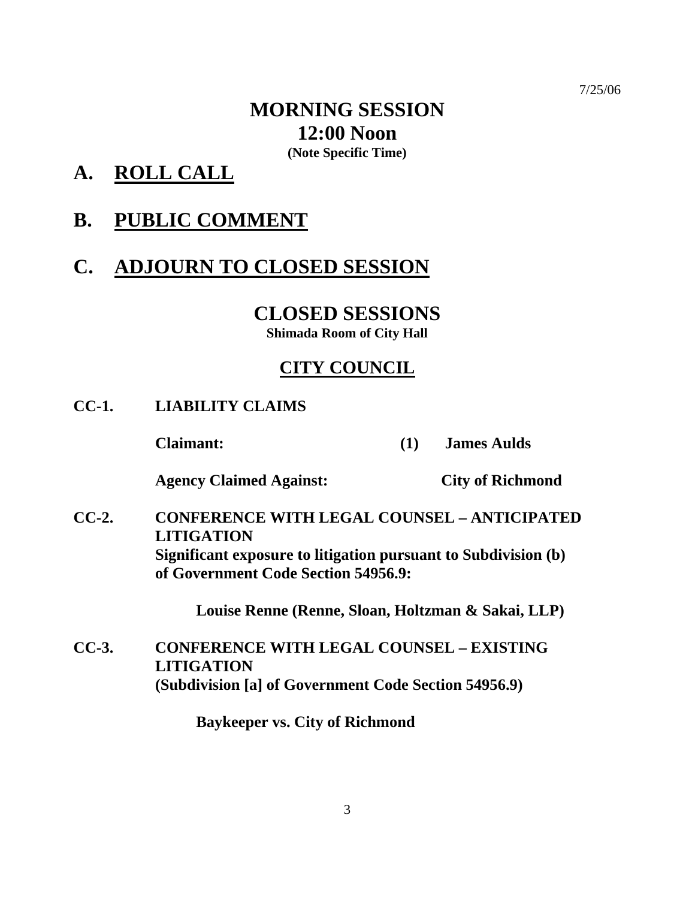7/25/06

# MORNING SESSION
# 12:00 Noon
**(Note Specific Time)**

## A. ROLL CALL

## B. PUBLIC COMMENT

## C. ADJOURN TO CLOSED SESSION

# CLOSED SESSIONS
**Shimada Room of City Hall**

## CITY COUNCIL

**CC-1. LIABILITY CLAIMS**

**Claimant: (1) James Aulds**

**Agency Claimed Against: City of Richmond**

**CC-2. CONFERENCE WITH LEGAL COUNSEL – ANTICIPATED LITIGATION**
**Significant exposure to litigation pursuant to Subdivision (b) of Government Code Section 54956.9:**

**Louise Renne (Renne, Sloan, Holtzman & Sakai, LLP)**

**CC-3. CONFERENCE WITH LEGAL COUNSEL – EXISTING LITIGATION**
**(Subdivision [a] of Government Code Section 54956.9)**

**Baykeeper vs. City of Richmond**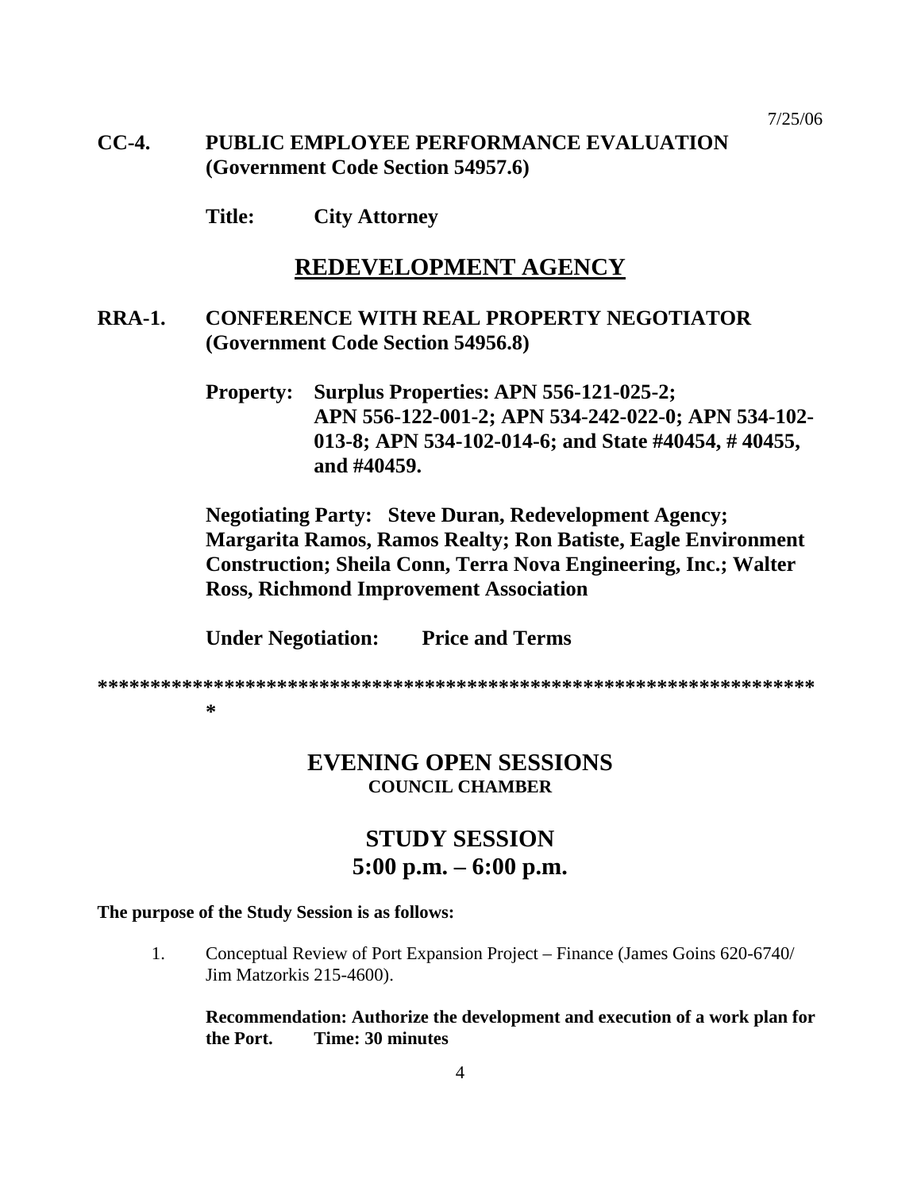7/25/06

**CC-4. PUBLIC EMPLOYEE PERFORMANCE EVALUATION (Government Code Section 54957.6)**

**Title: City Attorney**

## REDEVELOPMENT AGENCY

**RRA-1. CONFERENCE WITH REAL PROPERTY NEGOTIATOR (Government Code Section 54956.8)**

**Property: Surplus Properties: APN 556-121-025-2; APN 556-122-001-2; APN 534-242-022-0; APN 534-102-013-8; APN 534-102-014-6; and State #40454, # 40455, and #40459.**

**Negotiating Party: Steve Duran, Redevelopment Agency; Margarita Ramos, Ramos Realty; Ron Batiste, Eagle Environment Construction; Sheila Conn, Terra Nova Engineering, Inc.; Walter Ross, Richmond Improvement Association**

**Under Negotiation: Price and Terms**

********************************************************************

## EVENING OPEN SESSIONS
### COUNCIL CHAMBER

## STUDY SESSION
## 5:00 p.m. – 6:00 p.m.

**The purpose of the Study Session is as follows:**

1. Conceptual Review of Port Expansion Project – Finance (James Goins 620-6740/ Jim Matzorkis 215-4600).

   **Recommendation: Authorize the development and execution of a work plan for the Port. Time: 30 minutes**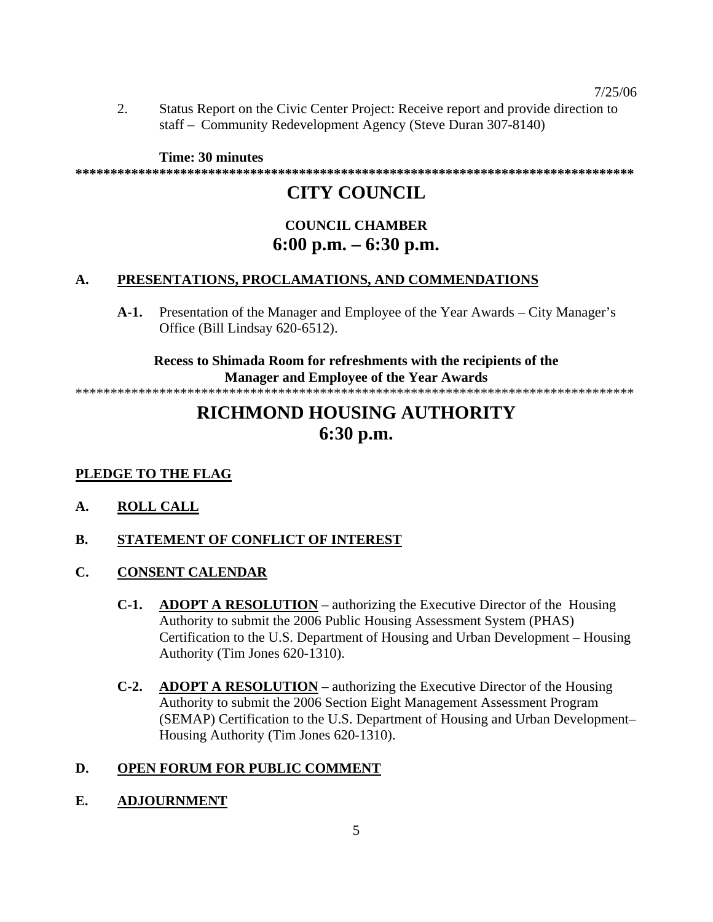7/25/06

2. Status Report on the Civic Center Project: Receive report and provide direction to staff – Community Redevelopment Agency (Steve Duran 307-8140)

**Time: 30 minutes**

*******************************************************************************

# CITY COUNCIL

## COUNCIL CHAMBER
## 6:00 p.m. – 6:30 p.m.

### A. PRESENTATIONS, PROCLAMATIONS, AND COMMENDATIONS

**A-1.** Presentation of the Manager and Employee of the Year Awards – City Manager's Office (Bill Lindsay 620-6512).

**Recess to Shimada Room for refreshments with the recipients of the Manager and Employee of the Year Awards**

*******************************************************************************

# RICHMOND HOUSING AUTHORITY
## 6:30 p.m.

### PLEDGE TO THE FLAG

### A. ROLL CALL

### B. STATEMENT OF CONFLICT OF INTEREST

### C. CONSENT CALENDAR

**C-1.** **ADOPT A RESOLUTION** – authorizing the Executive Director of the Housing Authority to submit the 2006 Public Housing Assessment System (PHAS) Certification to the U.S. Department of Housing and Urban Development – Housing Authority (Tim Jones 620-1310).

**C-2.** **ADOPT A RESOLUTION** – authorizing the Executive Director of the Housing Authority to submit the 2006 Section Eight Management Assessment Program (SEMAP) Certification to the U.S. Department of Housing and Urban Development– Housing Authority (Tim Jones 620-1310).

### D. OPEN FORUM FOR PUBLIC COMMENT

### E. ADJOURNMENT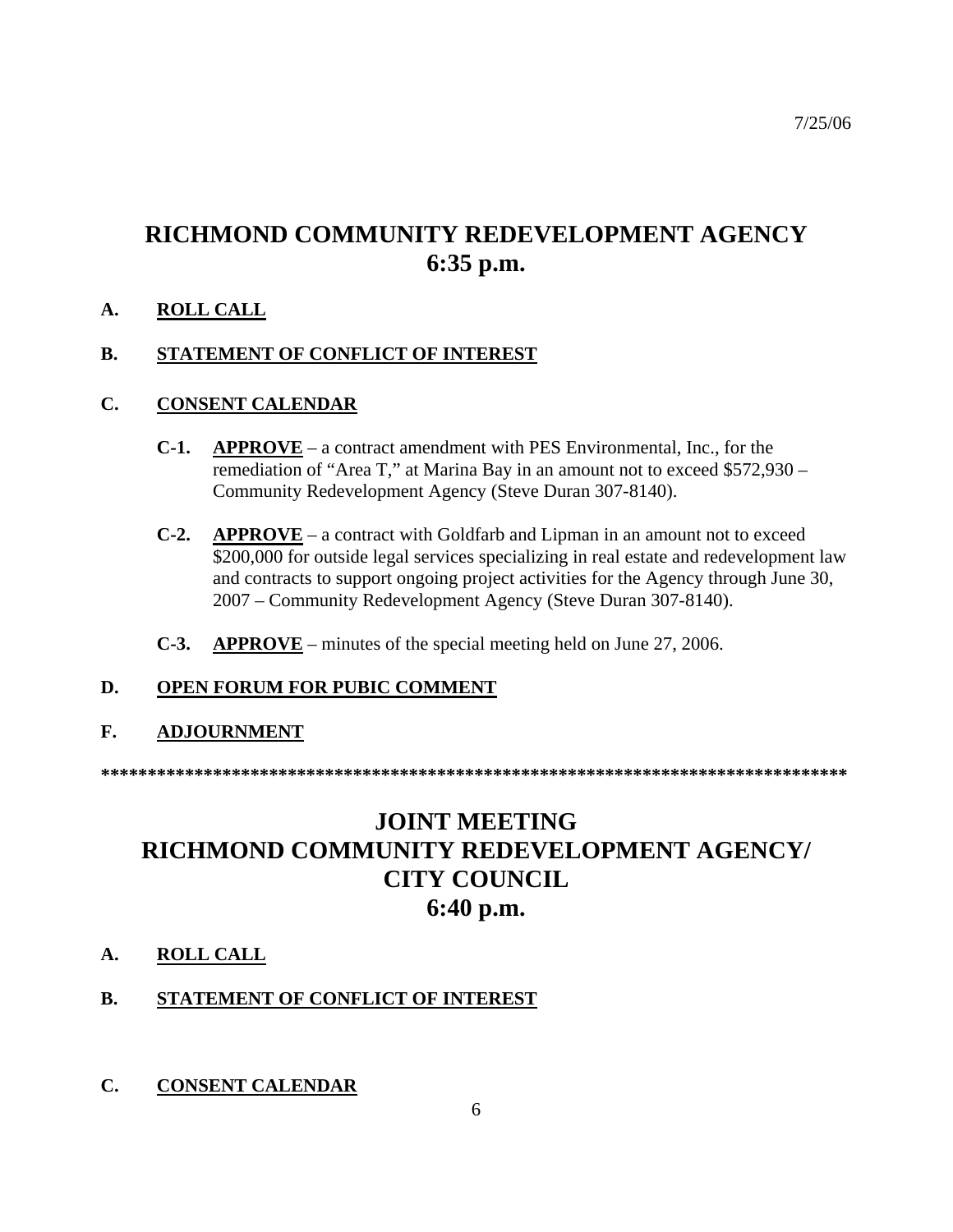7/25/06

# RICHMOND COMMUNITY REDEVELOPMENT AGENCY
# 6:35 p.m.

**A. ROLL CALL**

**B. STATEMENT OF CONFLICT OF INTEREST**

**C. CONSENT CALENDAR**

**C-1. APPROVE** – a contract amendment with PES Environmental, Inc., for the remediation of "Area T," at Marina Bay in an amount not to exceed $572,930 – Community Redevelopment Agency (Steve Duran 307-8140).

**C-2. APPROVE** – a contract with Goldfarb and Lipman in an amount not to exceed $200,000 for outside legal services specializing in real estate and redevelopment law and contracts to support ongoing project activities for the Agency through June 30, 2007 – Community Redevelopment Agency (Steve Duran 307-8140).

**C-3. APPROVE** – minutes of the special meeting held on June 27, 2006.

**D. OPEN FORUM FOR PUBIC COMMENT**

**F. ADJOURNMENT**

********************************************************************************

# JOINT MEETING
# RICHMOND COMMUNITY REDEVELOPMENT AGENCY/ CITY COUNCIL
# 6:40 p.m.

**A. ROLL CALL**

**B. STATEMENT OF CONFLICT OF INTEREST**

**C. CONSENT CALENDAR**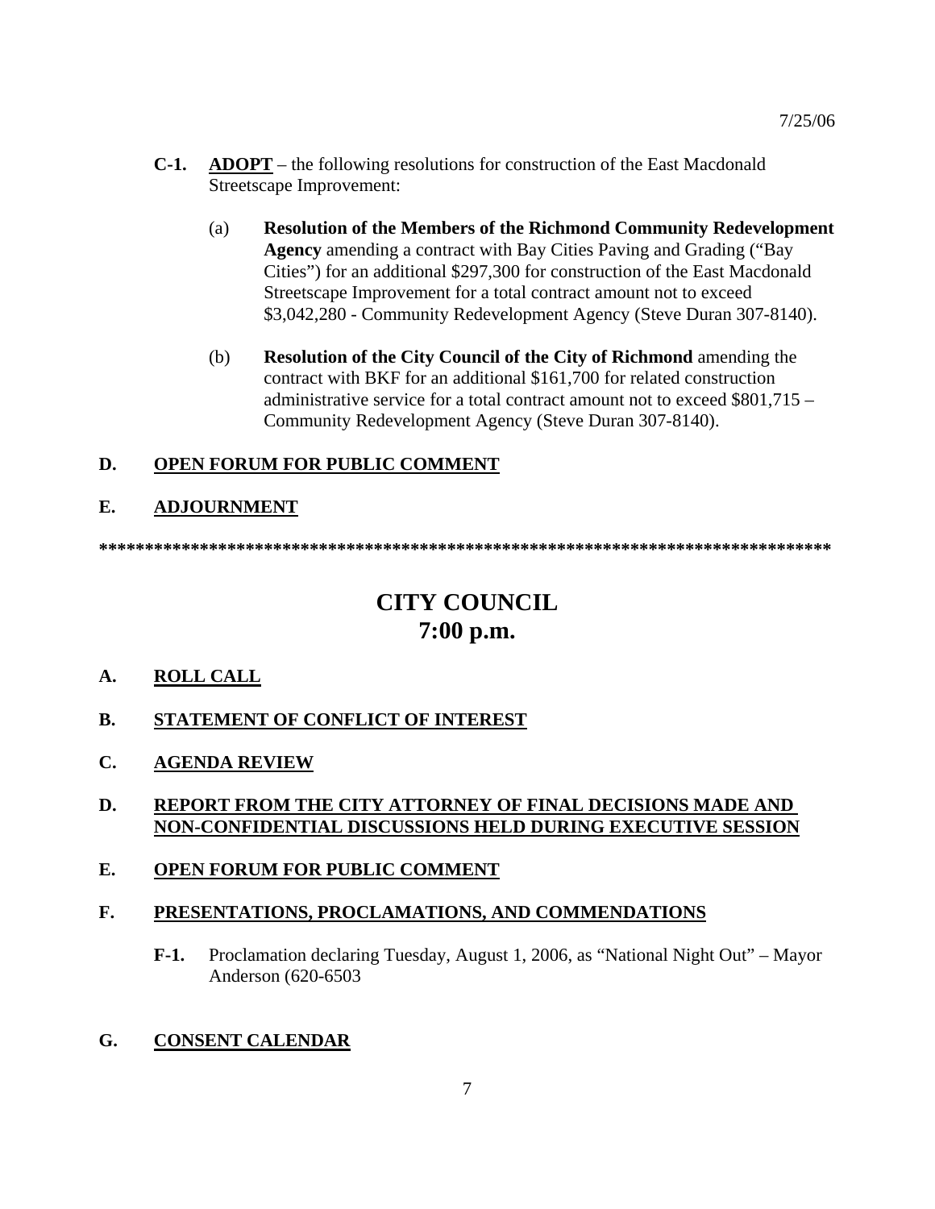**C-1.** **ADOPT** – the following resolutions for construction of the East Macdonald Streetscape Improvement:

(a) **Resolution of the Members of the Richmond Community Redevelopment Agency** amending a contract with Bay Cities Paving and Grading ("Bay Cities") for an additional $297,300 for construction of the East Macdonald Streetscape Improvement for a total contract amount not to exceed $3,042,280 - Community Redevelopment Agency (Steve Duran 307-8140).

(b) **Resolution of the City Council of the City of Richmond** amending the contract with BKF for an additional $161,700 for related construction administrative service for a total contract amount not to exceed $801,715 – Community Redevelopment Agency (Steve Duran 307-8140).

## D. OPEN FORUM FOR PUBLIC COMMENT

## E. ADJOURNMENT

*******************************************************************************

# CITY COUNCIL
# 7:00 p.m.

## A. ROLL CALL

## B. STATEMENT OF CONFLICT OF INTEREST

## C. AGENDA REVIEW

## D. REPORT FROM THE CITY ATTORNEY OF FINAL DECISIONS MADE AND NON-CONFIDENTIAL DISCUSSIONS HELD DURING EXECUTIVE SESSION

## E. OPEN FORUM FOR PUBLIC COMMENT

## F. PRESENTATIONS, PROCLAMATIONS, AND COMMENDATIONS

**F-1.** Proclamation declaring Tuesday, August 1, 2006, as "National Night Out" – Mayor Anderson (620-6503

## G. CONSENT CALENDAR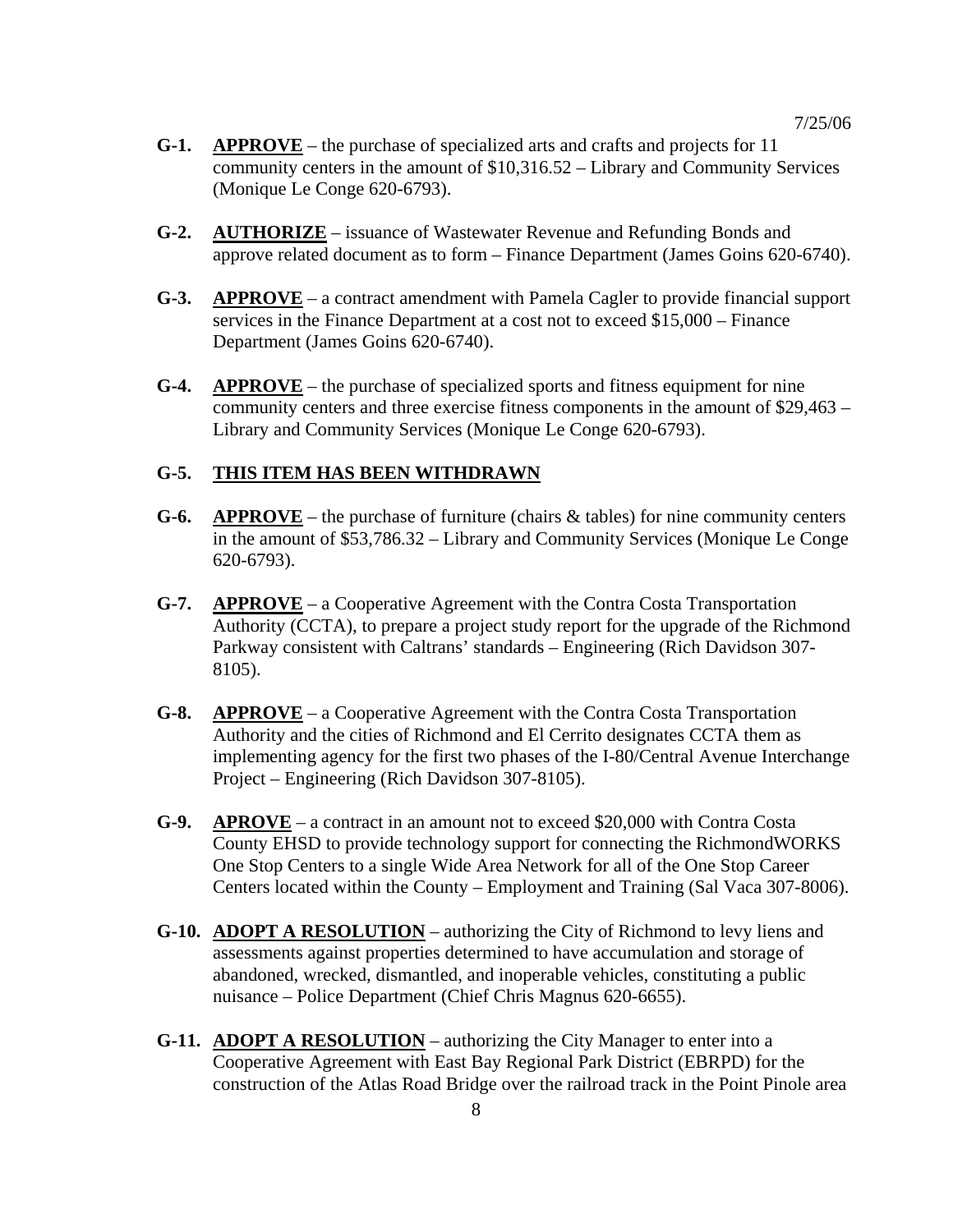7/25/06

**G-1.** **APPROVE** – the purchase of specialized arts and crafts and projects for 11 community centers in the amount of $10,316.52 – Library and Community Services (Monique Le Conge 620-6793).

**G-2.** **AUTHORIZE** – issuance of Wastewater Revenue and Refunding Bonds and approve related document as to form – Finance Department (James Goins 620-6740).

**G-3.** **APPROVE** – a contract amendment with Pamela Cagler to provide financial support services in the Finance Department at a cost not to exceed $15,000 – Finance Department (James Goins 620-6740).

**G-4.** **APPROVE** – the purchase of specialized sports and fitness equipment for nine community centers and three exercise fitness components in the amount of $29,463 – Library and Community Services (Monique Le Conge 620-6793).

**G-5.** **THIS ITEM HAS BEEN WITHDRAWN**

**G-6.** **APPROVE** – the purchase of furniture (chairs & tables) for nine community centers in the amount of $53,786.32 – Library and Community Services (Monique Le Conge 620-6793).

**G-7.** **APPROVE** – a Cooperative Agreement with the Contra Costa Transportation Authority (CCTA), to prepare a project study report for the upgrade of the Richmond Parkway consistent with Caltrans' standards – Engineering (Rich Davidson 307-8105).

**G-8.** **APPROVE** – a Cooperative Agreement with the Contra Costa Transportation Authority and the cities of Richmond and El Cerrito designates CCTA them as implementing agency for the first two phases of the I-80/Central Avenue Interchange Project – Engineering (Rich Davidson 307-8105).

**G-9.** **APROVE** – a contract in an amount not to exceed $20,000 with Contra Costa County EHSD to provide technology support for connecting the RichmondWORKS One Stop Centers to a single Wide Area Network for all of the One Stop Career Centers located within the County – Employment and Training (Sal Vaca 307-8006).

**G-10.** **ADOPT A RESOLUTION** – authorizing the City of Richmond to levy liens and assessments against properties determined to have accumulation and storage of abandoned, wrecked, dismantled, and inoperable vehicles, constituting a public nuisance – Police Department (Chief Chris Magnus 620-6655).

**G-11.** **ADOPT A RESOLUTION** – authorizing the City Manager to enter into a Cooperative Agreement with East Bay Regional Park District (EBRPD) for the construction of the Atlas Road Bridge over the railroad track in the Point Pinole area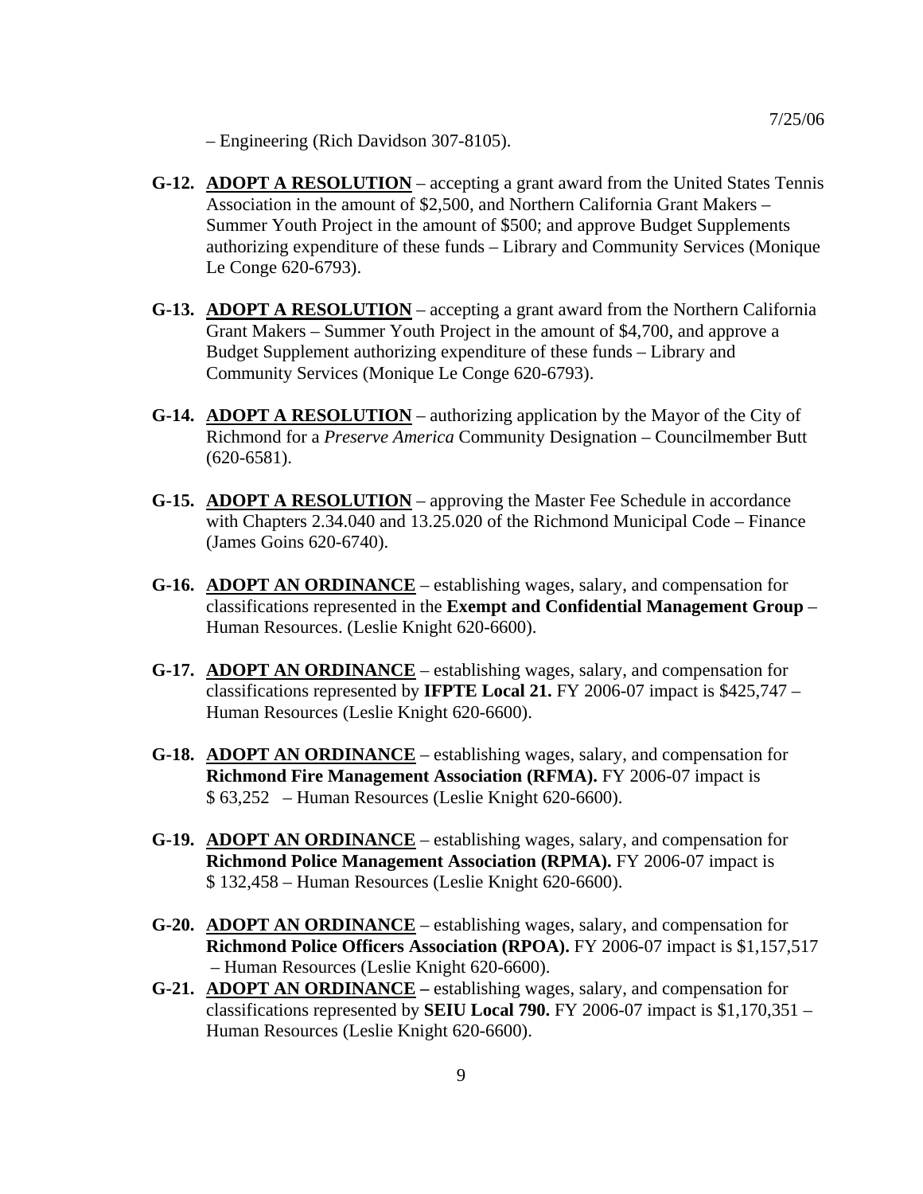– Engineering (Rich Davidson 307-8105).

**G-12.** **<u>ADOPT A RESOLUTION</u>** – accepting a grant award from the United States Tennis Association in the amount of $2,500, and Northern California Grant Makers – Summer Youth Project in the amount of $500; and approve Budget Supplements authorizing expenditure of these funds – Library and Community Services (Monique Le Conge 620-6793).

**G-13.** **<u>ADOPT A RESOLUTION</u>** – accepting a grant award from the Northern California Grant Makers – Summer Youth Project in the amount of $4,700, and approve a Budget Supplement authorizing expenditure of these funds – Library and Community Services (Monique Le Conge 620-6793).

**G-14.** **<u>ADOPT A RESOLUTION</u>** – authorizing application by the Mayor of the City of Richmond for a *Preserve America* Community Designation – Councilmember Butt (620-6581).

**G-15.** **<u>ADOPT A RESOLUTION</u>** – approving the Master Fee Schedule in accordance with Chapters 2.34.040 and 13.25.020 of the Richmond Municipal Code – Finance (James Goins 620-6740).

**G-16.** **<u>ADOPT AN ORDINANCE</u>** – establishing wages, salary, and compensation for classifications represented in the **Exempt and Confidential Management Group** – Human Resources. (Leslie Knight 620-6600).

**G-17.** **<u>ADOPT AN ORDINANCE</u>** – establishing wages, salary, and compensation for classifications represented by **IFPTE Local 21.** FY 2006-07 impact is $425,747 – Human Resources (Leslie Knight 620-6600).

**G-18.** **<u>ADOPT AN ORDINANCE</u>** – establishing wages, salary, and compensation for **Richmond Fire Management Association (RFMA).** FY 2006-07 impact is $ 63,252 – Human Resources (Leslie Knight 620-6600).

**G-19.** **<u>ADOPT AN ORDINANCE</u>** – establishing wages, salary, and compensation for **Richmond Police Management Association (RPMA).** FY 2006-07 impact is $ 132,458 – Human Resources (Leslie Knight 620-6600).

**G-20.** **<u>ADOPT AN ORDINANCE</u>** – establishing wages, salary, and compensation for **Richmond Police Officers Association (RPOA).** FY 2006-07 impact is $1,157,517 – Human Resources (Leslie Knight 620-6600).

**G-21.** **<u>ADOPT AN ORDINANCE</u> –** establishing wages, salary, and compensation for classifications represented by **SEIU Local 790.** FY 2006-07 impact is $1,170,351 – Human Resources (Leslie Knight 620-6600).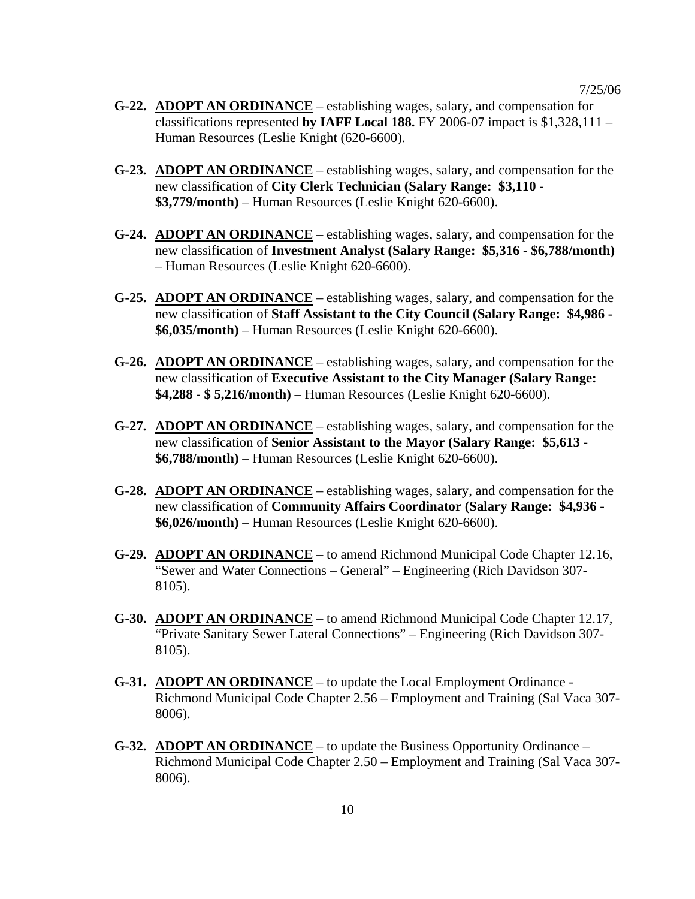7/25/06

**G-22.** <u>**ADOPT AN ORDINANCE**</u> – establishing wages, salary, and compensation for classifications represented **by IAFF Local 188.** FY 2006-07 impact is $1,328,111 – Human Resources (Leslie Knight (620-6600).

**G-23.** <u>**ADOPT AN ORDINANCE**</u> – establishing wages, salary, and compensation for the new classification of **City Clerk Technician (Salary Range: $3,110 - $3,779/month)** – Human Resources (Leslie Knight 620-6600).

**G-24.** <u>**ADOPT AN ORDINANCE**</u> – establishing wages, salary, and compensation for the new classification of **Investment Analyst (Salary Range: $5,316 - $6,788/month)** – Human Resources (Leslie Knight 620-6600).

**G-25.** <u>**ADOPT AN ORDINANCE**</u> – establishing wages, salary, and compensation for the new classification of **Staff Assistant to the City Council (Salary Range: $4,986 - $6,035/month)** – Human Resources (Leslie Knight 620-6600).

**G-26.** <u>**ADOPT AN ORDINANCE**</u> – establishing wages, salary, and compensation for the new classification of **Executive Assistant to the City Manager (Salary Range: $4,288 - $ 5,216/month)** – Human Resources (Leslie Knight 620-6600).

**G-27.** <u>**ADOPT AN ORDINANCE**</u> – establishing wages, salary, and compensation for the new classification of **Senior Assistant to the Mayor (Salary Range: $5,613 - $6,788/month)** – Human Resources (Leslie Knight 620-6600).

**G-28.** <u>**ADOPT AN ORDINANCE**</u> – establishing wages, salary, and compensation for the new classification of **Community Affairs Coordinator (Salary Range: $4,936 - $6,026/month)** – Human Resources (Leslie Knight 620-6600).

**G-29.** <u>**ADOPT AN ORDINANCE**</u> – to amend Richmond Municipal Code Chapter 12.16, "Sewer and Water Connections – General" – Engineering (Rich Davidson 307-8105).

**G-30.** <u>**ADOPT AN ORDINANCE**</u> – to amend Richmond Municipal Code Chapter 12.17, "Private Sanitary Sewer Lateral Connections" – Engineering (Rich Davidson 307-8105).

**G-31.** <u>**ADOPT AN ORDINANCE**</u> – to update the Local Employment Ordinance - Richmond Municipal Code Chapter 2.56 – Employment and Training (Sal Vaca 307-8006).

**G-32.** <u>**ADOPT AN ORDINANCE**</u> – to update the Business Opportunity Ordinance – Richmond Municipal Code Chapter 2.50 – Employment and Training (Sal Vaca 307-8006).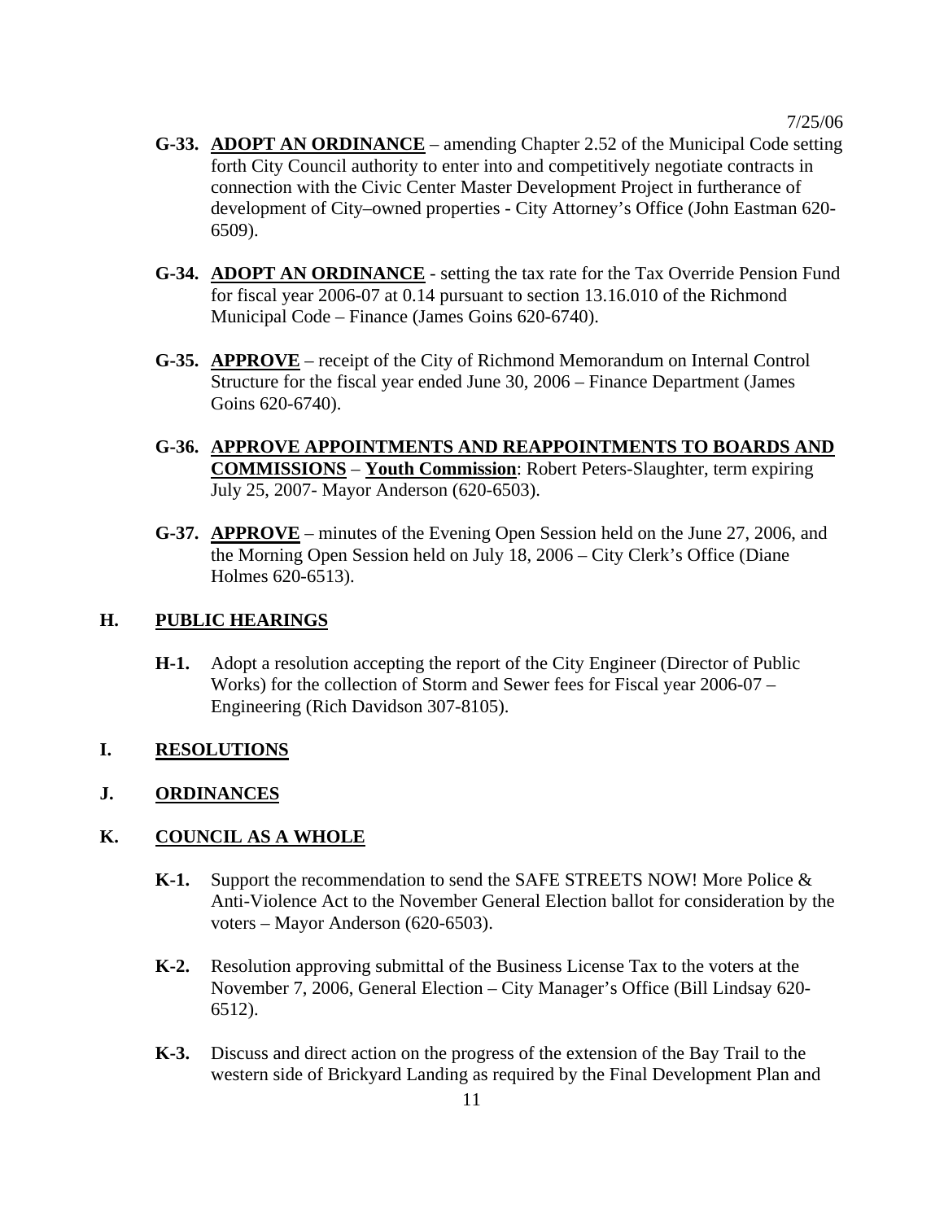7/25/06

- **G-33.** **ADOPT AN ORDINANCE** – amending Chapter 2.52 of the Municipal Code setting forth City Council authority to enter into and competitively negotiate contracts in connection with the Civic Center Master Development Project in furtherance of development of City–owned properties - City Attorney's Office (John Eastman 620-6509).

- **G-34.** **ADOPT AN ORDINANCE** - setting the tax rate for the Tax Override Pension Fund for fiscal year 2006-07 at 0.14 pursuant to section 13.16.010 of the Richmond Municipal Code – Finance (James Goins 620-6740).

- **G-35.** **APPROVE** – receipt of the City of Richmond Memorandum on Internal Control Structure for the fiscal year ended June 30, 2006 – Finance Department (James Goins 620-6740).

- **G-36.** **APPROVE APPOINTMENTS AND REAPPOINTMENTS TO BOARDS AND COMMISSIONS** – **Youth Commission**: Robert Peters-Slaughter, term expiring July 25, 2007- Mayor Anderson (620-6503).

- **G-37.** **APPROVE** – minutes of the Evening Open Session held on the June 27, 2006, and the Morning Open Session held on July 18, 2006 – City Clerk's Office (Diane Holmes 620-6513).

## H. PUBLIC HEARINGS

- **H-1.** Adopt a resolution accepting the report of the City Engineer (Director of Public Works) for the collection of Storm and Sewer fees for Fiscal year 2006-07 – Engineering (Rich Davidson 307-8105).

## I. RESOLUTIONS

## J. ORDINANCES

## K. COUNCIL AS A WHOLE

- **K-1.** Support the recommendation to send the SAFE STREETS NOW! More Police & Anti-Violence Act to the November General Election ballot for consideration by the voters – Mayor Anderson (620-6503).

- **K-2.** Resolution approving submittal of the Business License Tax to the voters at the November 7, 2006, General Election – City Manager's Office (Bill Lindsay 620-6512).

- **K-3.** Discuss and direct action on the progress of the extension of the Bay Trail to the western side of Brickyard Landing as required by the Final Development Plan and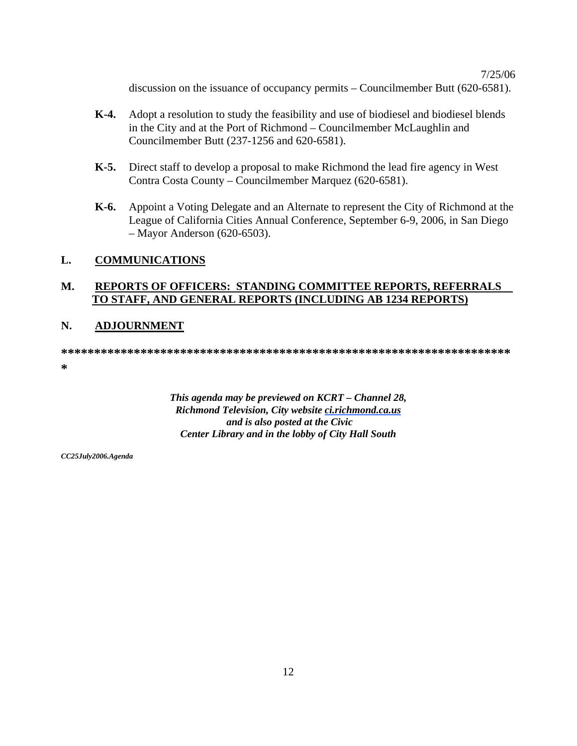discussion on the issuance of occupancy permits – Councilmember Butt (620-6581).

**K-4.** Adopt a resolution to study the feasibility and use of biodiesel and biodiesel blends in the City and at the Port of Richmond – Councilmember McLaughlin and Councilmember Butt (237-1256 and 620-6581).

**K-5.** Direct staff to develop a proposal to make Richmond the lead fire agency in West Contra Costa County – Councilmember Marquez (620-6581).

**K-6.** Appoint a Voting Delegate and an Alternate to represent the City of Richmond at the League of California Cities Annual Conference, September 6-9, 2006, in San Diego – Mayor Anderson (620-6503).

## L. COMMUNICATIONS

## M. REPORTS OF OFFICERS: STANDING COMMITTEE REPORTS, REFERRALS TO STAFF, AND GENERAL REPORTS (INCLUDING AB 1234 REPORTS)

## N. ADJOURNMENT

**********************************************************************

***This agenda may be previewed on KCRT – Channel 28, Richmond Television, City website ci.richmond.ca.us and is also posted at the Civic Center Library and in the lobby of City Hall South***

***CC25July2006.Agenda***